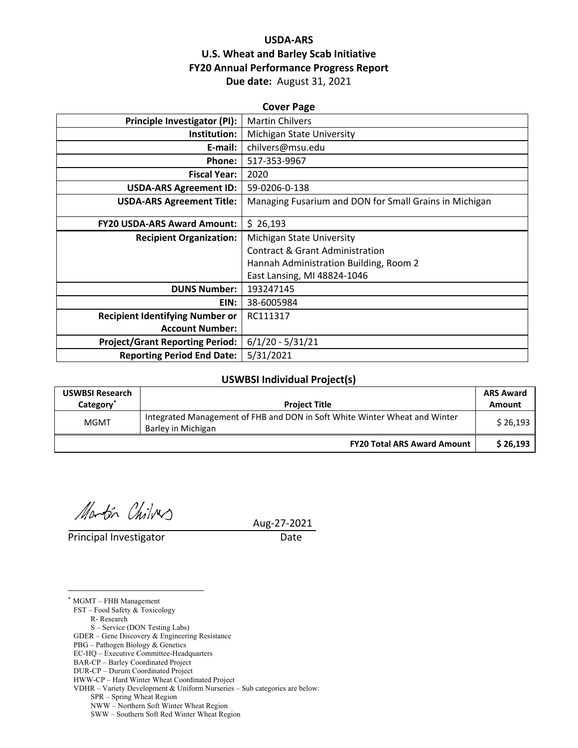**USDA-ARS**
**U.S. Wheat and Barley Scab Initiative**
**FY20 Annual Performance Progress Report**
**Due date:** August 31, 2021

**Cover Page**

| | |
|---|---|
| **Principle Investigator (PI):** | Martin Chilvers |
| **Institution:** | Michigan State University |
| **E-mail:** | chilvers@msu.edu |
| **Phone:** | 517-353-9967 |
| **Fiscal Year:** | 2020 |
| **USDA-ARS Agreement ID:** | 59-0206-0-138 |
| **USDA-ARS Agreement Title:** | Managing Fusarium and DON for Small Grains in Michigan |
| **FY20 USDA-ARS Award Amount:** | $ 26,193 |
| **Recipient Organization:** | Michigan State University<br>Contract & Grant Administration<br>Hannah Administration Building, Room 2<br>East Lansing, MI 48824-1046 |
| **DUNS Number:** | 193247145 |
| **EIN:** | 38-6005984 |
| **Recipient Identifying Number or Account Number:** | RC111317 |
| **Project/Grant Reporting Period:** | 6/1/20 - 5/31/21 |
| **Reporting Period End Date:** | 5/31/2021 |

**USWBSI Individual Project(s)**

| USWBSI Research Category* | Project Title | ARS Award Amount |
|---|---|---|
| MGMT | Integrated Management of FHB and DON in Soft White Winter Wheat and Winter Barley in Michigan | $ 26,193 |
| | **FY20 Total ARS Award Amount** | **$ 26,193** |

Principal Investigator — Aug-27-2021 (Date)

\* MGMT – FHB Management
FST – Food Safety & Toxicology
R- Research
S – Service (DON Testing Labs)
GDER – Gene Discovery & Engineering Resistance
PBG – Pathogen Biology & Genetics
EC-HQ – Executive Committee-Headquarters
BAR-CP – Barley Coordinated Project
DUR-CP – Durum Coordinated Project
HWW-CP – Hard Winter Wheat Coordinated Project
VDHR – Variety Development & Uniform Nurseries – Sub categories are below:
SPR – Spring Wheat Region
NWW – Northern Soft Winter Wheat Region
SWW – Southern Soft Red Winter Wheat Region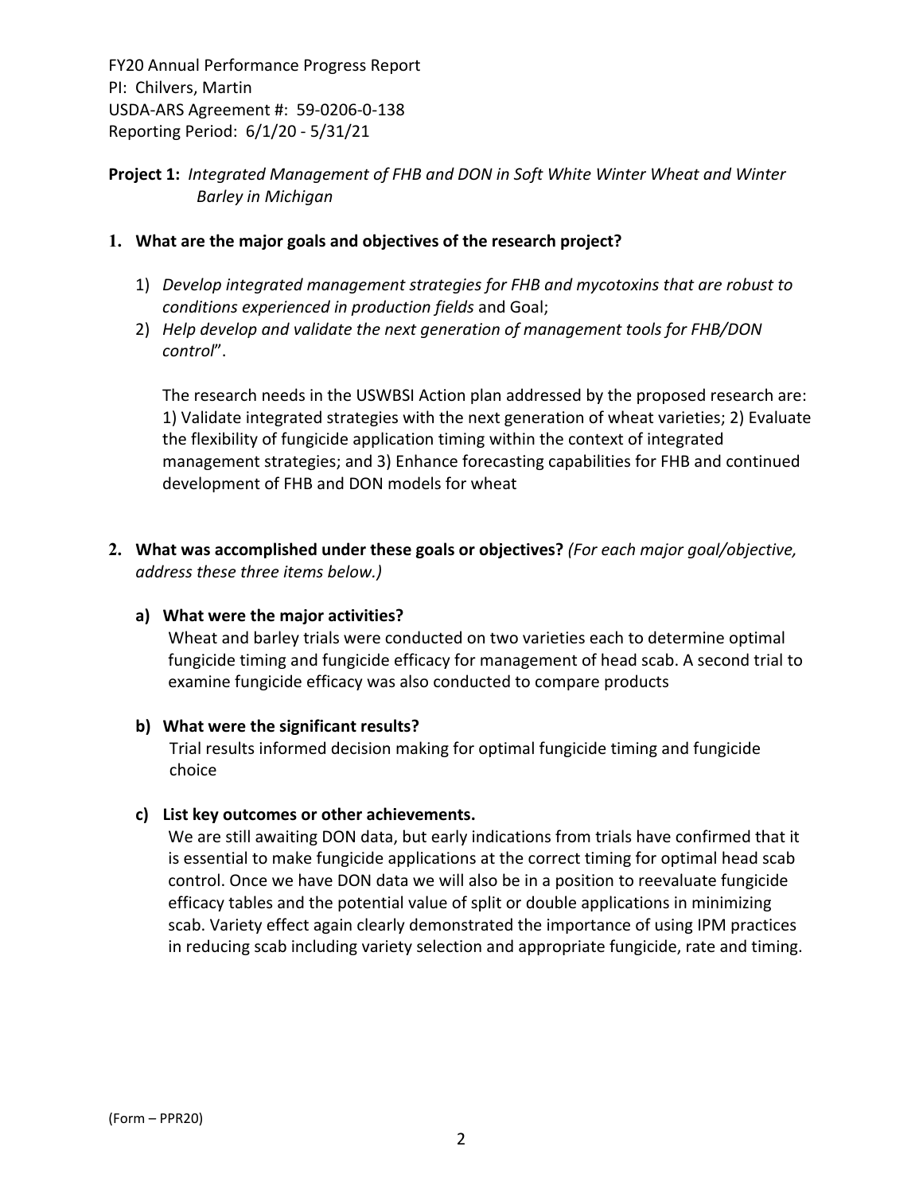FY20 Annual Performance Progress Report
PI: Chilvers, Martin
USDA-ARS Agreement #: 59-0206-0-138
Reporting Period: 6/1/20 - 5/31/21

**Project 1:** *Integrated Management of FHB and DON in Soft White Winter Wheat and Winter Barley in Michigan*

1. **What are the major goals and objectives of the research project?**

   1) *Develop integrated management strategies for FHB and mycotoxins that are robust to conditions experienced in production fields* and Goal;
   2) *Help develop and validate the next generation of management tools for FHB/DON control*".

   The research needs in the USWBSI Action plan addressed by the proposed research are: 1) Validate integrated strategies with the next generation of wheat varieties; 2) Evaluate the flexibility of fungicide application timing within the context of integrated management strategies; and 3) Enhance forecasting capabilities for FHB and continued development of FHB and DON models for wheat

2. **What was accomplished under these goals or objectives?** *(For each major goal/objective, address these three items below.)*

   **a) What were the major activities?**

   Wheat and barley trials were conducted on two varieties each to determine optimal fungicide timing and fungicide efficacy for management of head scab. A second trial to examine fungicide efficacy was also conducted to compare products

   **b) What were the significant results?**

   Trial results informed decision making for optimal fungicide timing and fungicide choice

   **c) List key outcomes or other achievements.**

   We are still awaiting DON data, but early indications from trials have confirmed that it is essential to make fungicide applications at the correct timing for optimal head scab control. Once we have DON data we will also be in a position to reevaluate fungicide efficacy tables and the potential value of split or double applications in minimizing scab. Variety effect again clearly demonstrated the importance of using IPM practices in reducing scab including variety selection and appropriate fungicide, rate and timing.

(Form – PPR20)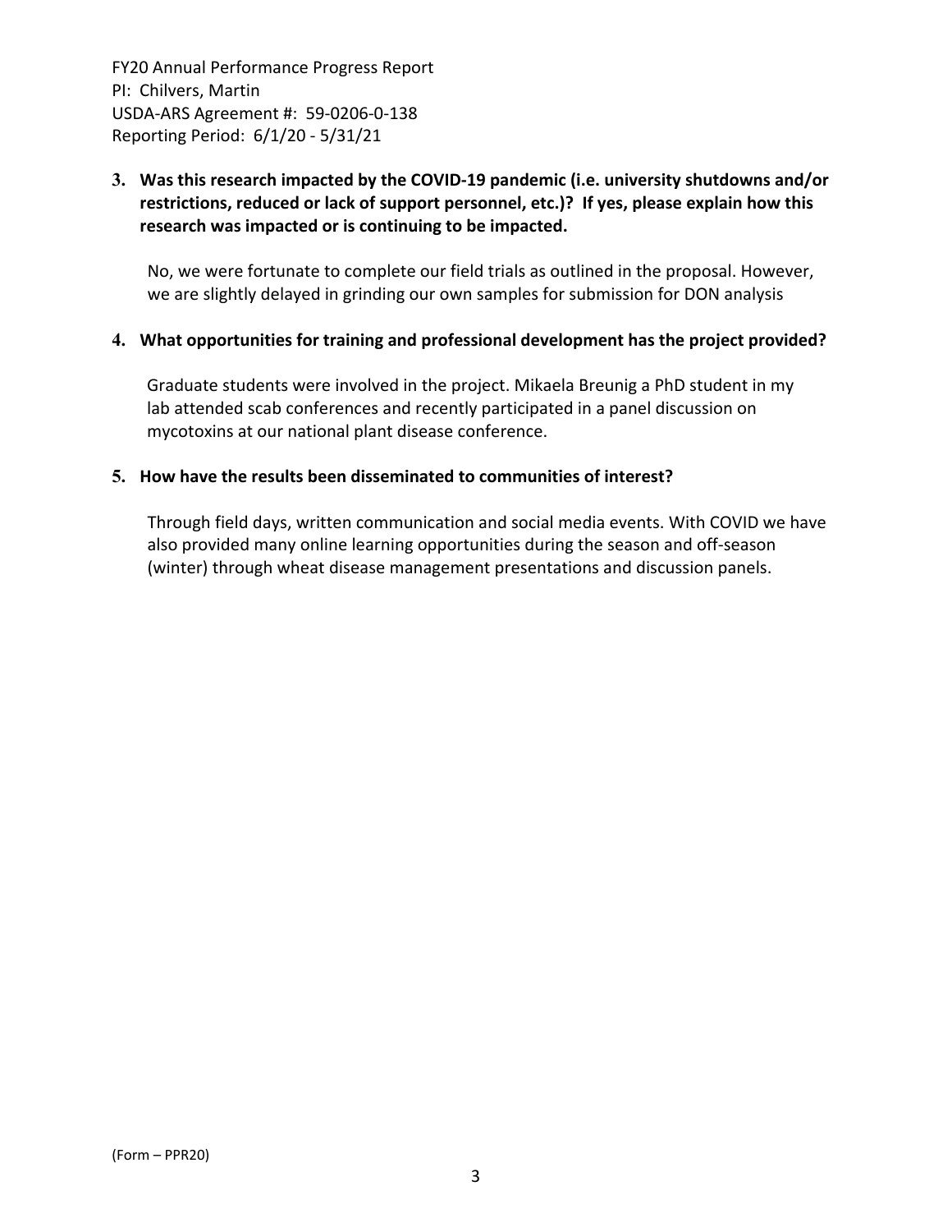**3. Was this research impacted by the COVID-19 pandemic (i.e. university shutdowns and/or restrictions, reduced or lack of support personnel, etc.)? If yes, please explain how this research was impacted or is continuing to be impacted.**

No, we were fortunate to complete our field trials as outlined in the proposal. However, we are slightly delayed in grinding our own samples for submission for DON analysis

**4. What opportunities for training and professional development has the project provided?**

Graduate students were involved in the project. Mikaela Breunig a PhD student in my lab attended scab conferences and recently participated in a panel discussion on mycotoxins at our national plant disease conference.

**5. How have the results been disseminated to communities of interest?**

Through field days, written communication and social media events. With COVID we have also provided many online learning opportunities during the season and off-season (winter) through wheat disease management presentations and discussion panels.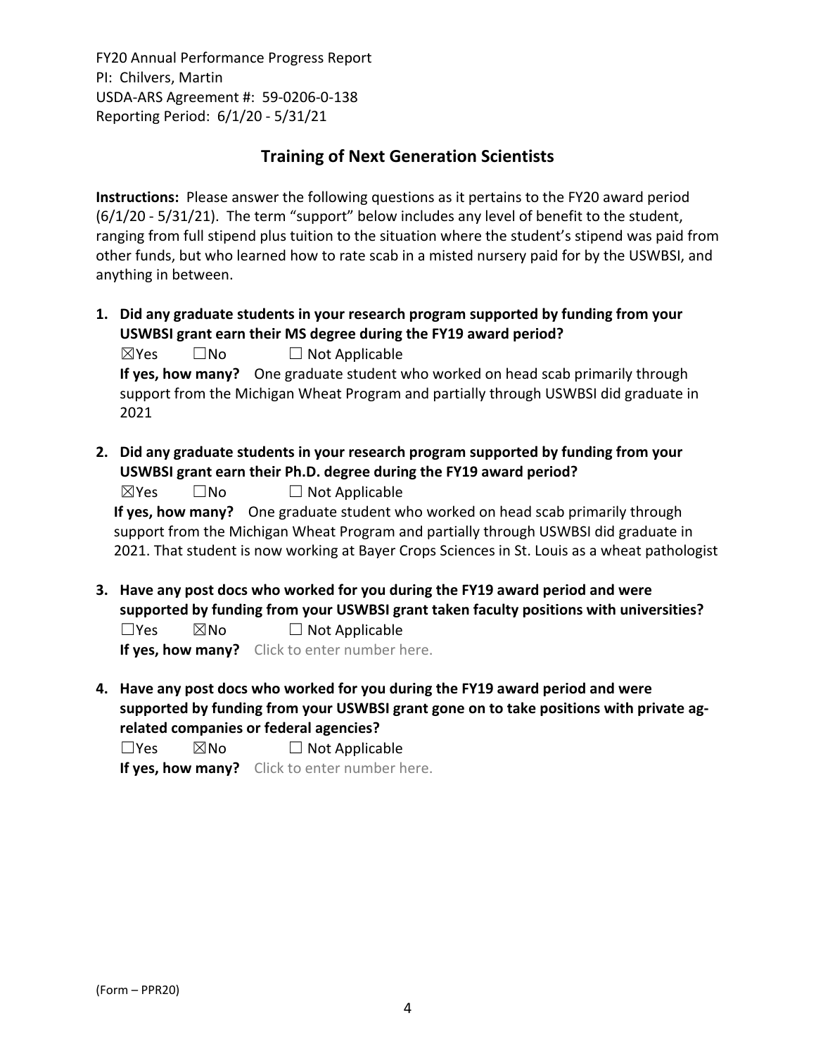## Training of Next Generation Scientists

**Instructions:** Please answer the following questions as it pertains to the FY20 award period (6/1/20 - 5/31/21). The term "support" below includes any level of benefit to the student, ranging from full stipend plus tuition to the situation where the student's stipend was paid from other funds, but who learned how to rate scab in a misted nursery paid for by the USWBSI, and anything in between.

1. **Did any graduate students in your research program supported by funding from your USWBSI grant earn their MS degree during the FY19 award period?**

   ☒Yes ☐No ☐ Not Applicable

   **If yes, how many?** One graduate student who worked on head scab primarily through support from the Michigan Wheat Program and partially through USWBSI did graduate in 2021

2. **Did any graduate students in your research program supported by funding from your USWBSI grant earn their Ph.D. degree during the FY19 award period?**

   ☒Yes ☐No ☐ Not Applicable

   **If yes, how many?** One graduate student who worked on head scab primarily through support from the Michigan Wheat Program and partially through USWBSI did graduate in 2021. That student is now working at Bayer Crops Sciences in St. Louis as a wheat pathologist

3. **Have any post docs who worked for you during the FY19 award period and were supported by funding from your USWBSI grant taken faculty positions with universities?**

   ☐Yes ☒No ☐ Not Applicable

   **If yes, how many?** Click to enter number here.

4. **Have any post docs who worked for you during the FY19 award period and were supported by funding from your USWBSI grant gone on to take positions with private ag-related companies or federal agencies?**

   ☐Yes ☒No ☐ Not Applicable

   **If yes, how many?** Click to enter number here.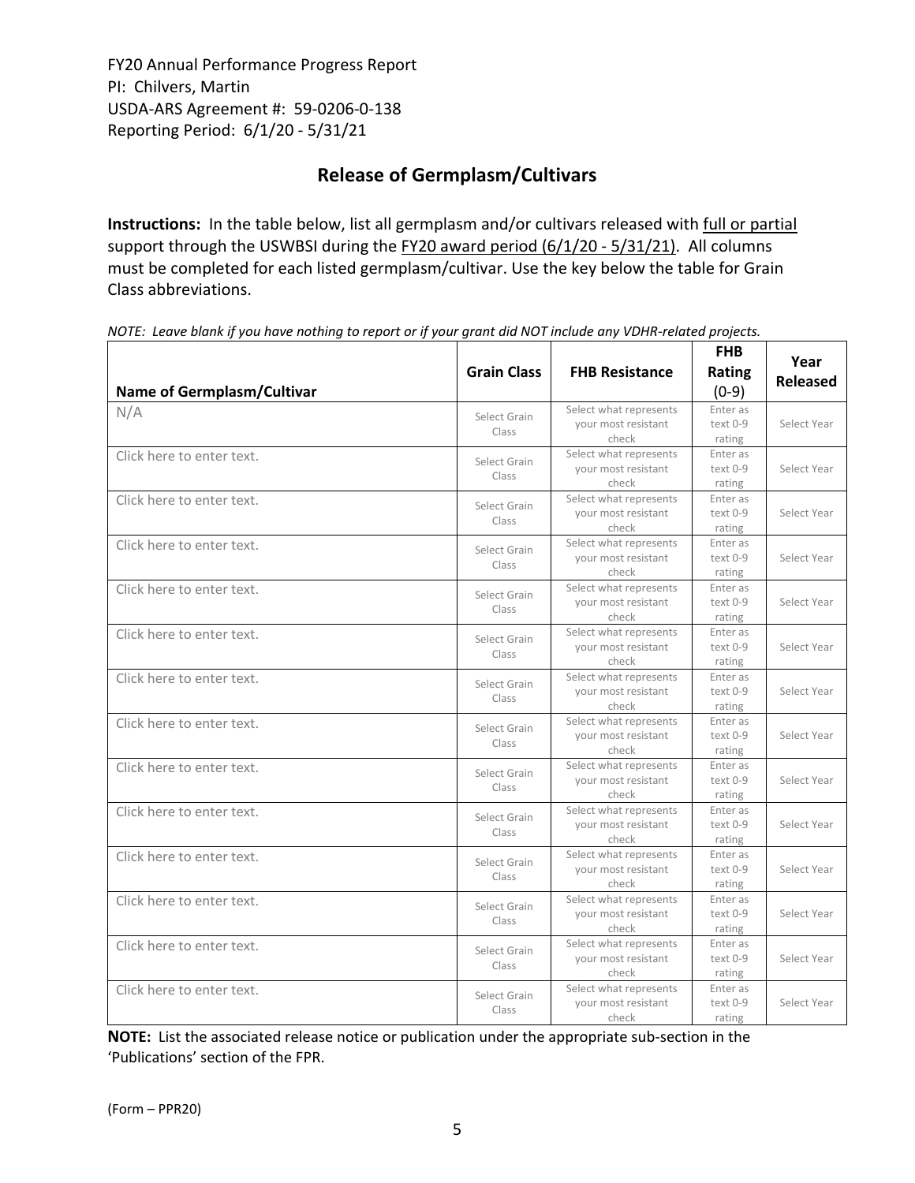FY20 Annual Performance Progress Report
PI: Chilvers, Martin
USDA-ARS Agreement #: 59-0206-0-138
Reporting Period: 6/1/20 - 5/31/21

## Release of Germplasm/Cultivars

**Instructions:** In the table below, list all germplasm and/or cultivars released with full or partial support through the USWBSI during the FY20 award period (6/1/20 - 5/31/21). All columns must be completed for each listed germplasm/cultivar. Use the key below the table for Grain Class abbreviations.

*NOTE: Leave blank if you have nothing to report or if your grant did NOT include any VDHR-related projects.*

| Name of Germplasm/Cultivar | Grain Class | FHB Resistance | FHB Rating (0-9) | Year Released |
|---|---|---|---|---|
| N/A | Select Grain Class | Select what represents your most resistant check | Enter as text 0-9 rating | Select Year |
| Click here to enter text. | Select Grain Class | Select what represents your most resistant check | Enter as text 0-9 rating | Select Year |
| Click here to enter text. | Select Grain Class | Select what represents your most resistant check | Enter as text 0-9 rating | Select Year |
| Click here to enter text. | Select Grain Class | Select what represents your most resistant check | Enter as text 0-9 rating | Select Year |
| Click here to enter text. | Select Grain Class | Select what represents your most resistant check | Enter as text 0-9 rating | Select Year |
| Click here to enter text. | Select Grain Class | Select what represents your most resistant check | Enter as text 0-9 rating | Select Year |
| Click here to enter text. | Select Grain Class | Select what represents your most resistant check | Enter as text 0-9 rating | Select Year |
| Click here to enter text. | Select Grain Class | Select what represents your most resistant check | Enter as text 0-9 rating | Select Year |
| Click here to enter text. | Select Grain Class | Select what represents your most resistant check | Enter as text 0-9 rating | Select Year |
| Click here to enter text. | Select Grain Class | Select what represents your most resistant check | Enter as text 0-9 rating | Select Year |
| Click here to enter text. | Select Grain Class | Select what represents your most resistant check | Enter as text 0-9 rating | Select Year |
| Click here to enter text. | Select Grain Class | Select what represents your most resistant check | Enter as text 0-9 rating | Select Year |
| Click here to enter text. | Select Grain Class | Select what represents your most resistant check | Enter as text 0-9 rating | Select Year |
| Click here to enter text. | Select Grain Class | Select what represents your most resistant check | Enter as text 0-9 rating | Select Year |

**NOTE:** List the associated release notice or publication under the appropriate sub-section in the 'Publications' section of the FPR.

(Form – PPR20)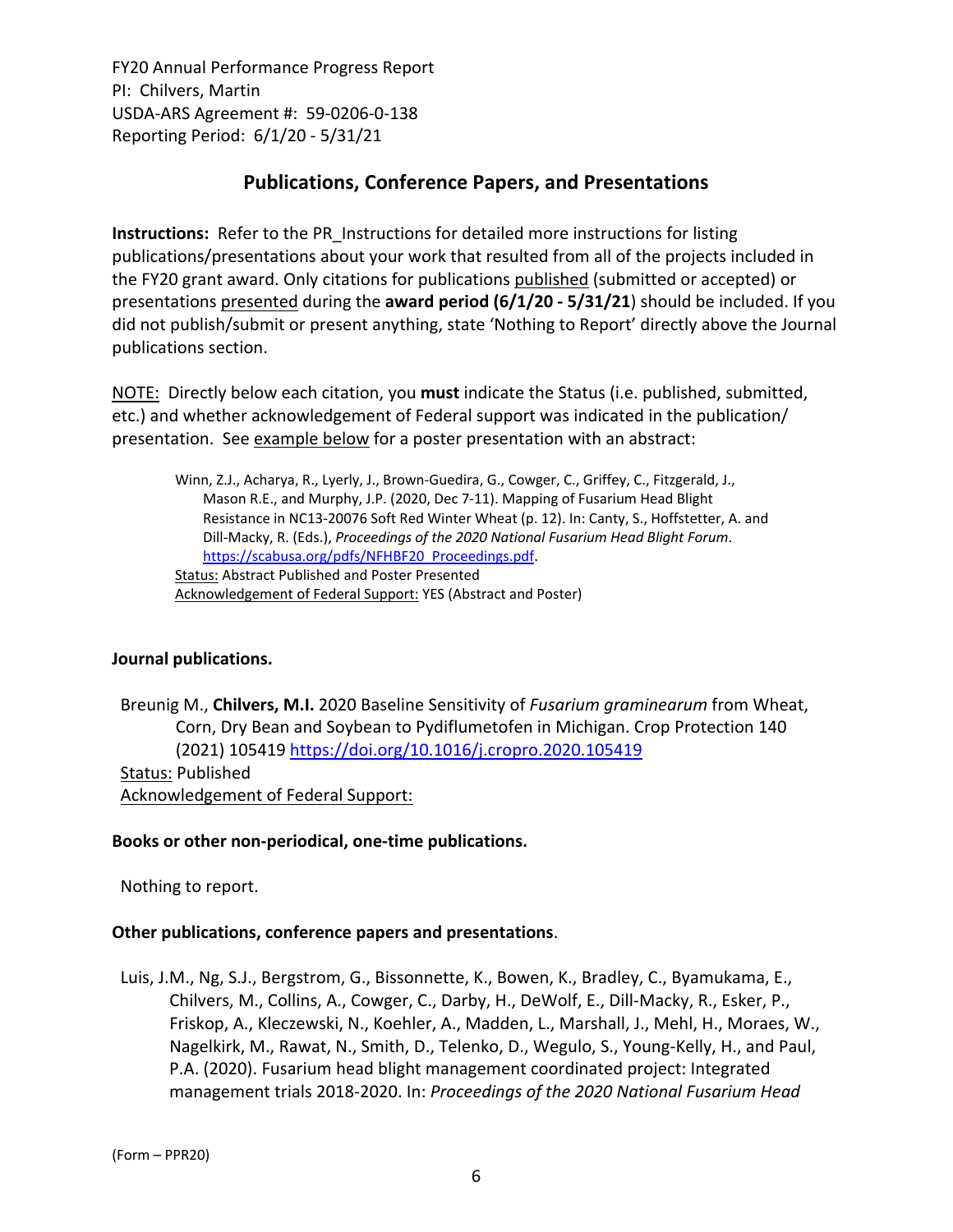FY20 Annual Performance Progress Report
PI: Chilvers, Martin
USDA-ARS Agreement #: 59-0206-0-138
Reporting Period: 6/1/20 - 5/31/21

## Publications, Conference Papers, and Presentations

**Instructions:** Refer to the PR_Instructions for detailed more instructions for listing publications/presentations about your work that resulted from all of the projects included in the FY20 grant award. Only citations for publications published (submitted or accepted) or presentations presented during the **award period (6/1/20 - 5/31/21)** should be included. If you did not publish/submit or present anything, state 'Nothing to Report' directly above the Journal publications section.

NOTE: Directly below each citation, you **must** indicate the Status (i.e. published, submitted, etc.) and whether acknowledgement of Federal support was indicated in the publication/ presentation. See example below for a poster presentation with an abstract:

> Winn, Z.J., Acharya, R., Lyerly, J., Brown-Guedira, G., Cowger, C., Griffey, C., Fitzgerald, J., Mason R.E., and Murphy, J.P. (2020, Dec 7-11). Mapping of Fusarium Head Blight Resistance in NC13-20076 Soft Red Winter Wheat (p. 12). In: Canty, S., Hoffstetter, A. and Dill-Macky, R. (Eds.), *Proceedings of the 2020 National Fusarium Head Blight Forum*. https://scabusa.org/pdfs/NFHBF20_Proceedings.pdf.
> Status: Abstract Published and Poster Presented
> Acknowledgement of Federal Support: YES (Abstract and Poster)

**Journal publications.**

Breunig M., **Chilvers, M.I.** 2020 Baseline Sensitivity of *Fusarium graminearum* from Wheat, Corn, Dry Bean and Soybean to Pydiflumetofen in Michigan. Crop Protection 140 (2021) 105419 https://doi.org/10.1016/j.cropro.2020.105419
Status: Published
Acknowledgement of Federal Support:

**Books or other non-periodical, one-time publications.**

Nothing to report.

**Other publications, conference papers and presentations**.

Luis, J.M., Ng, S.J., Bergstrom, G., Bissonnette, K., Bowen, K., Bradley, C., Byamukama, E., Chilvers, M., Collins, A., Cowger, C., Darby, H., DeWolf, E., Dill-Macky, R., Esker, P., Friskop, A., Kleczewski, N., Koehler, A., Madden, L., Marshall, J., Mehl, H., Moraes, W., Nagelkirk, M., Rawat, N., Smith, D., Telenko, D., Wegulo, S., Young-Kelly, H., and Paul, P.A. (2020). Fusarium head blight management coordinated project: Integrated management trials 2018-2020. In: *Proceedings of the 2020 National Fusarium Head*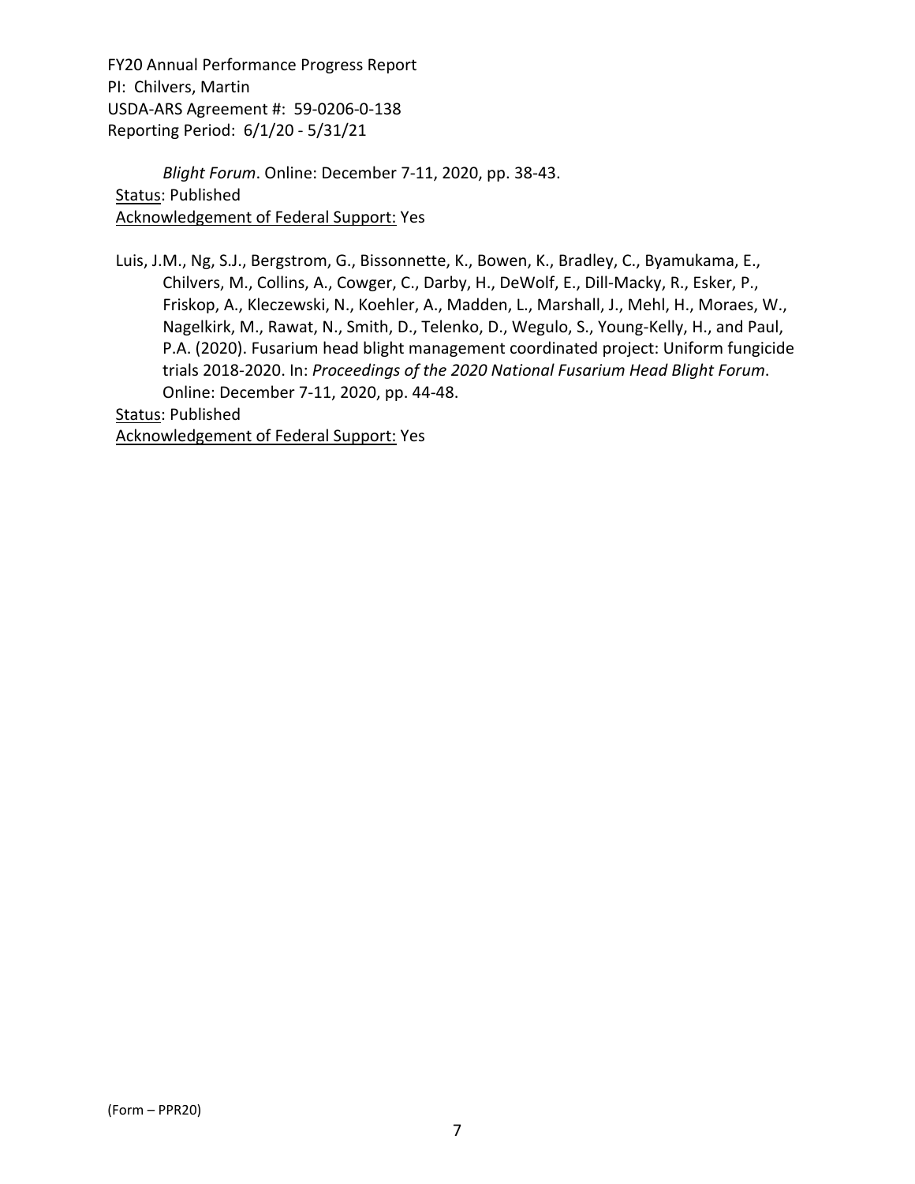*Blight Forum*. Online: December 7-11, 2020, pp. 38-43.
Status: Published
Acknowledgement of Federal Support: Yes

Luis, J.M., Ng, S.J., Bergstrom, G., Bissonnette, K., Bowen, K., Bradley, C., Byamukama, E., Chilvers, M., Collins, A., Cowger, C., Darby, H., DeWolf, E., Dill-Macky, R., Esker, P., Friskop, A., Kleczewski, N., Koehler, A., Madden, L., Marshall, J., Mehl, H., Moraes, W., Nagelkirk, M., Rawat, N., Smith, D., Telenko, D., Wegulo, S., Young-Kelly, H., and Paul, P.A. (2020). Fusarium head blight management coordinated project: Uniform fungicide trials 2018-2020. In: *Proceedings of the 2020 National Fusarium Head Blight Forum*. Online: December 7-11, 2020, pp. 44-48.
Status: Published
Acknowledgement of Federal Support: Yes